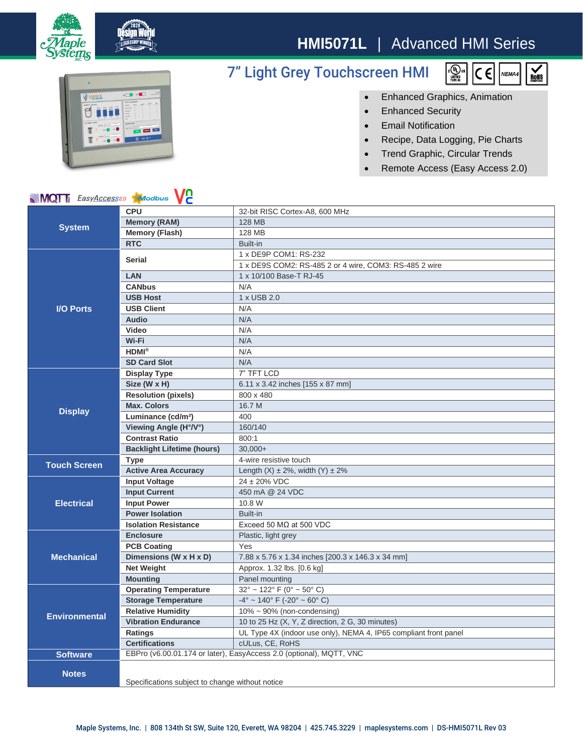# HMI5071L | Advanced HMI Series

## 7" Light Grey Touchscreen HMI

- Enhanced Graphics, Animation
- Enhanced Security
- Email Notification
- Recipe, Data Logging, Pie Charts
- Trend Graphic, Circular Trends
- Remote Access (Easy Access 2.0)

| Category | Specification | Value |
|---|---|---|
| System | CPU | 32-bit RISC Cortex-A8, 600 MHz |
| | Memory (RAM) | 128 MB |
| | Memory (Flash) | 128 MB |
| | RTC | Built-in |
| I/O Ports | Serial | 1 x DE9P COM1: RS-232 |
| | | 1 x DE9S COM2: RS-485 2 or 4 wire, COM3: RS-485 2 wire |
| | LAN | 1 x 10/100 Base-T RJ-45 |
| | CANbus | N/A |
| | USB Host | 1 x USB 2.0 |
| | USB Client | N/A |
| | Audio | N/A |
| | Video | N/A |
| | Wi-Fi | N/A |
| | HDMI® | N/A |
| | SD Card Slot | N/A |
| Display | Display Type | 7" TFT LCD |
| | Size (W x H) | 6.11 x 3.42 inches [155 x 87 mm] |
| | Resolution (pixels) | 800 x 480 |
| | Max. Colors | 16.7 M |
| | Luminance (cd/m²) | 400 |
| | Viewing Angle (H°/V°) | 160/140 |
| | Contrast Ratio | 800:1 |
| | Backlight Lifetime (hours) | 30,000+ |
| Touch Screen | Type | 4-wire resistive touch |
| | Active Area Accuracy | Length (X) ± 2%, width (Y) ± 2% |
| Electrical | Input Voltage | 24 ± 20% VDC |
| | Input Current | 450 mA @ 24 VDC |
| | Input Power | 10.8 W |
| | Power Isolation | Built-in |
| | Isolation Resistance | Exceed 50 MΩ at 500 VDC |
| Mechanical | Enclosure | Plastic, light grey |
| | PCB Coating | Yes |
| | Dimensions (W x H x D) | 7.88 x 5.76 x 1.34 inches [200.3 x 146.3 x 34 mm] |
| | Net Weight | Approx. 1.32 lbs. [0.6 kg] |
| | Mounting | Panel mounting |
| Environmental | Operating Temperature | 32° ~ 122° F (0° ~ 50° C) |
| | Storage Temperature | -4° ~ 140° F (-20° ~ 60° C) |
| | Relative Humidity | 10% ~ 90% (non-condensing) |
| | Vibration Endurance | 10 to 25 Hz (X, Y, Z direction, 2 G, 30 minutes) |
| | Ratings | UL Type 4X (indoor use only), NEMA 4, IP65 compliant front panel |
| | Certifications | cULus, CE, RoHS |
| Software | EBPro (v6.00.01.174 or later), EasyAccess 2.0 (optional), MQTT, VNC | |
| Notes | Specifications subject to change without notice | |

Maple Systems, Inc. | 808 134th St SW, Suite 120, Everett, WA 98204 | 425.745.3229 | maplesystems.com | DS-HMI5071L Rev 03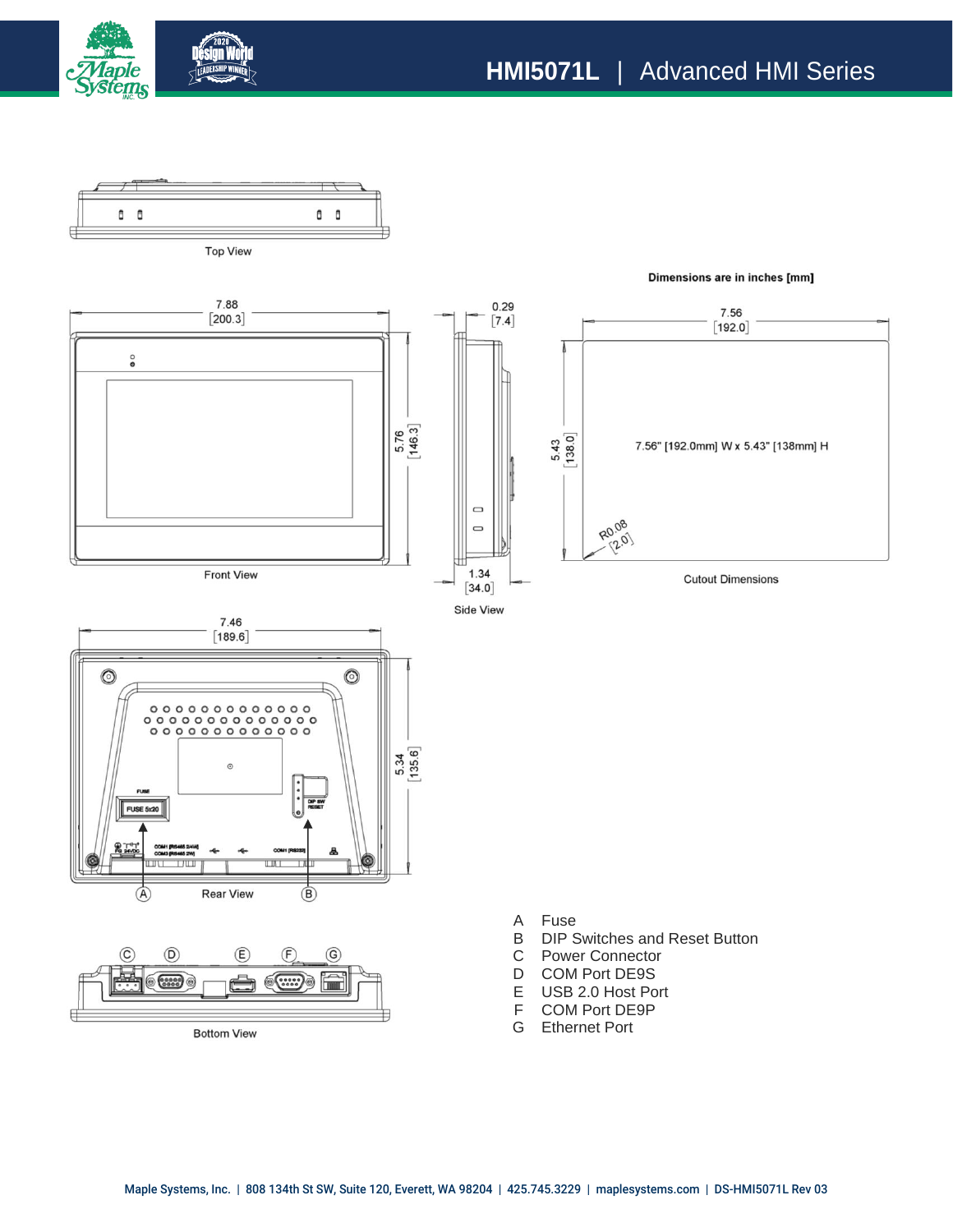# HMI5071L | Advanced HMI Series

Top View

Dimensions are in inches [mm]

7.88 [200.3]

5.76 [146.3]

Front View

0.29 [7.4]

1.34 [34.0]

Side View

7.56 [192.0]

5.43 [138.0]

7.56" [192.0mm] W x 5.43" [138mm] H

R0.08 [2.0]

Cutout Dimensions

7.46 [189.6]

5.34 [135.6]

Rear View

Bottom View

| | |
|---|---|
| A | Fuse |
| B | DIP Switches and Reset Button |
| C | Power Connector |
| D | COM Port DE9S |
| E | USB 2.0 Host Port |
| F | COM Port DE9P |
| G | Ethernet Port |

Maple Systems, Inc. | 808 134th St SW, Suite 120, Everett, WA 98204 | 425.745.3229 | maplesystems.com | DS-HMI5071L Rev 03